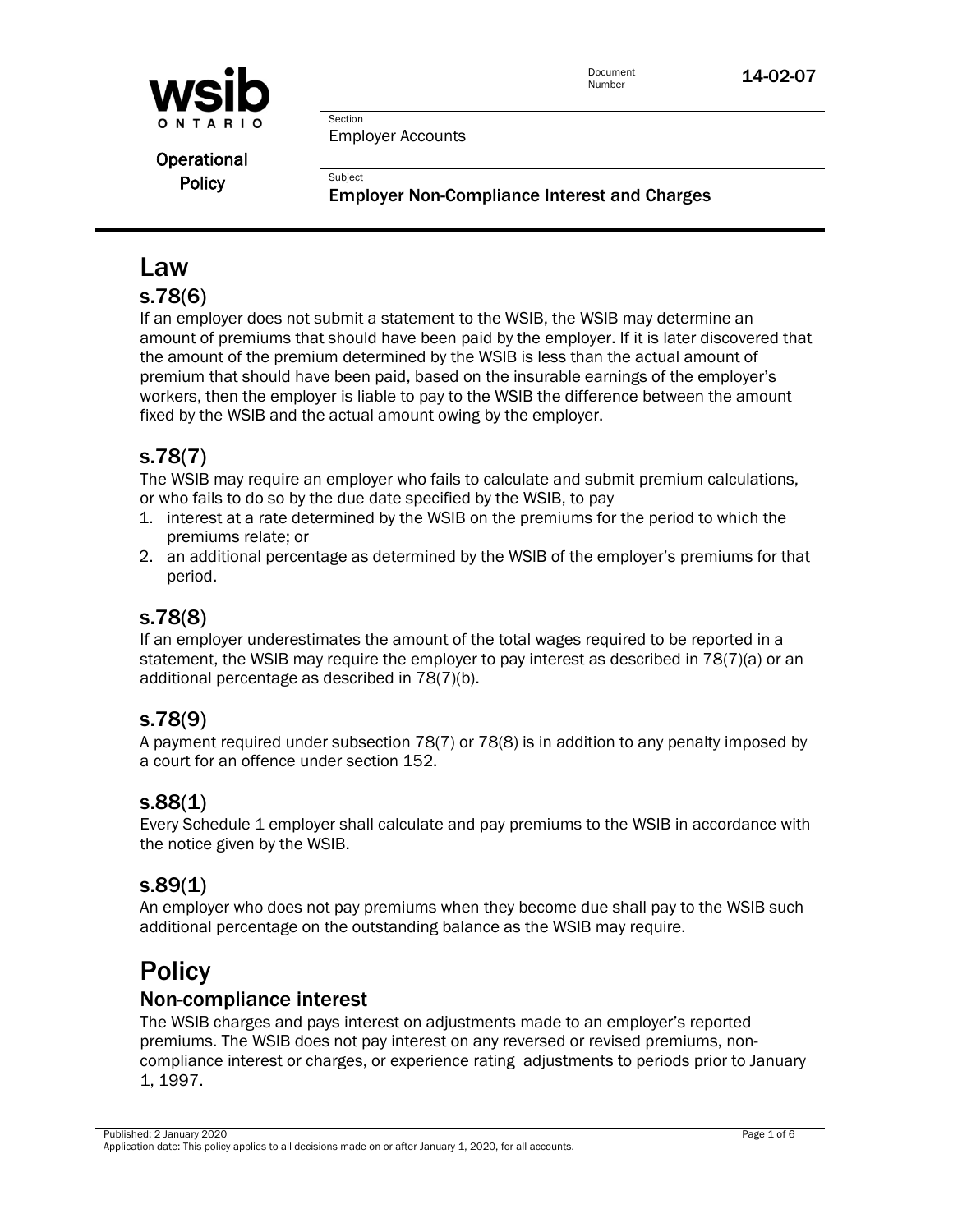**wsib ONTARIO**

**Operational Policy**

Document Number: 14-02-07

Section: Employer Accounts

Subject: **Employer Non-Compliance Interest and Charges**

# Law

## s.78(6)

If an employer does not submit a statement to the WSIB, the WSIB may determine an amount of premiums that should have been paid by the employer. If it is later discovered that the amount of the premium determined by the WSIB is less than the actual amount of premium that should have been paid, based on the insurable earnings of the employer's workers, then the employer is liable to pay to the WSIB the difference between the amount fixed by the WSIB and the actual amount owing by the employer.

## s.78(7)

The WSIB may require an employer who fails to calculate and submit premium calculations, or who fails to do so by the due date specified by the WSIB, to pay

1. interest at a rate determined by the WSIB on the premiums for the period to which the premiums relate; or
2. an additional percentage as determined by the WSIB of the employer's premiums for that period.

## s.78(8)

If an employer underestimates the amount of the total wages required to be reported in a statement, the WSIB may require the employer to pay interest as described in 78(7)(a) or an additional percentage as described in 78(7)(b).

## s.78(9)

A payment required under subsection 78(7) or 78(8) is in addition to any penalty imposed by a court for an offence under section 152.

## s.88(1)

Every Schedule 1 employer shall calculate and pay premiums to the WSIB in accordance with the notice given by the WSIB.

## s.89(1)

An employer who does not pay premiums when they become due shall pay to the WSIB such additional percentage on the outstanding balance as the WSIB may require.

# Policy

## Non-compliance interest

The WSIB charges and pays interest on adjustments made to an employer's reported premiums. The WSIB does not pay interest on any reversed or revised premiums, non-compliance interest or charges, or experience rating adjustments to periods prior to January 1, 1997.

Published: 2 January 2020

Application date: This policy applies to all decisions made on or after January 1, 2020, for all accounts.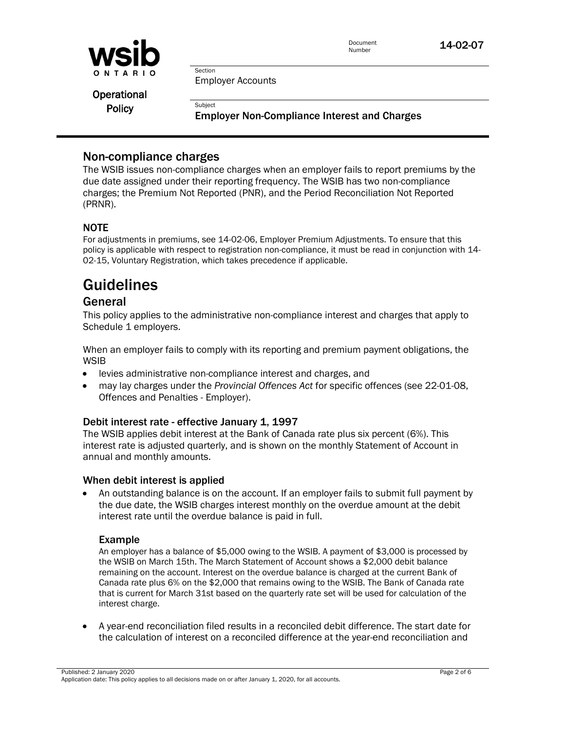## Non-compliance charges

The WSIB issues non-compliance charges when an employer fails to report premiums by the due date assigned under their reporting frequency. The WSIB has two non-compliance charges; the Premium Not Reported (PNR), and the Period Reconciliation Not Reported (PRNR).

### NOTE

For adjustments in premiums, see 14-02-06, Employer Premium Adjustments. To ensure that this policy is applicable with respect to registration non-compliance, it must be read in conjunction with 14-02-15, Voluntary Registration, which takes precedence if applicable.

# Guidelines

## General

This policy applies to the administrative non-compliance interest and charges that apply to Schedule 1 employers.

When an employer fails to comply with its reporting and premium payment obligations, the WSIB

- levies administrative non-compliance interest and charges, and
- may lay charges under the *Provincial Offences Act* for specific offences (see 22-01-08, Offences and Penalties - Employer).

### Debit interest rate - effective January 1, 1997

The WSIB applies debit interest at the Bank of Canada rate plus six percent (6%). This interest rate is adjusted quarterly, and is shown on the monthly Statement of Account in annual and monthly amounts.

### When debit interest is applied

- An outstanding balance is on the account. If an employer fails to submit full payment by the due date, the WSIB charges interest monthly on the overdue amount at the debit interest rate until the overdue balance is paid in full.

#### Example

An employer has a balance of $5,000 owing to the WSIB. A payment of $3,000 is processed by the WSIB on March 15th. The March Statement of Account shows a $2,000 debit balance remaining on the account. Interest on the overdue balance is charged at the current Bank of Canada rate plus 6% on the $2,000 that remains owing to the WSIB. The Bank of Canada rate that is current for March 31st based on the quarterly rate set will be used for calculation of the interest charge.

- A year-end reconciliation filed results in a reconciled debit difference. The start date for the calculation of interest on a reconciled difference at the year-end reconciliation and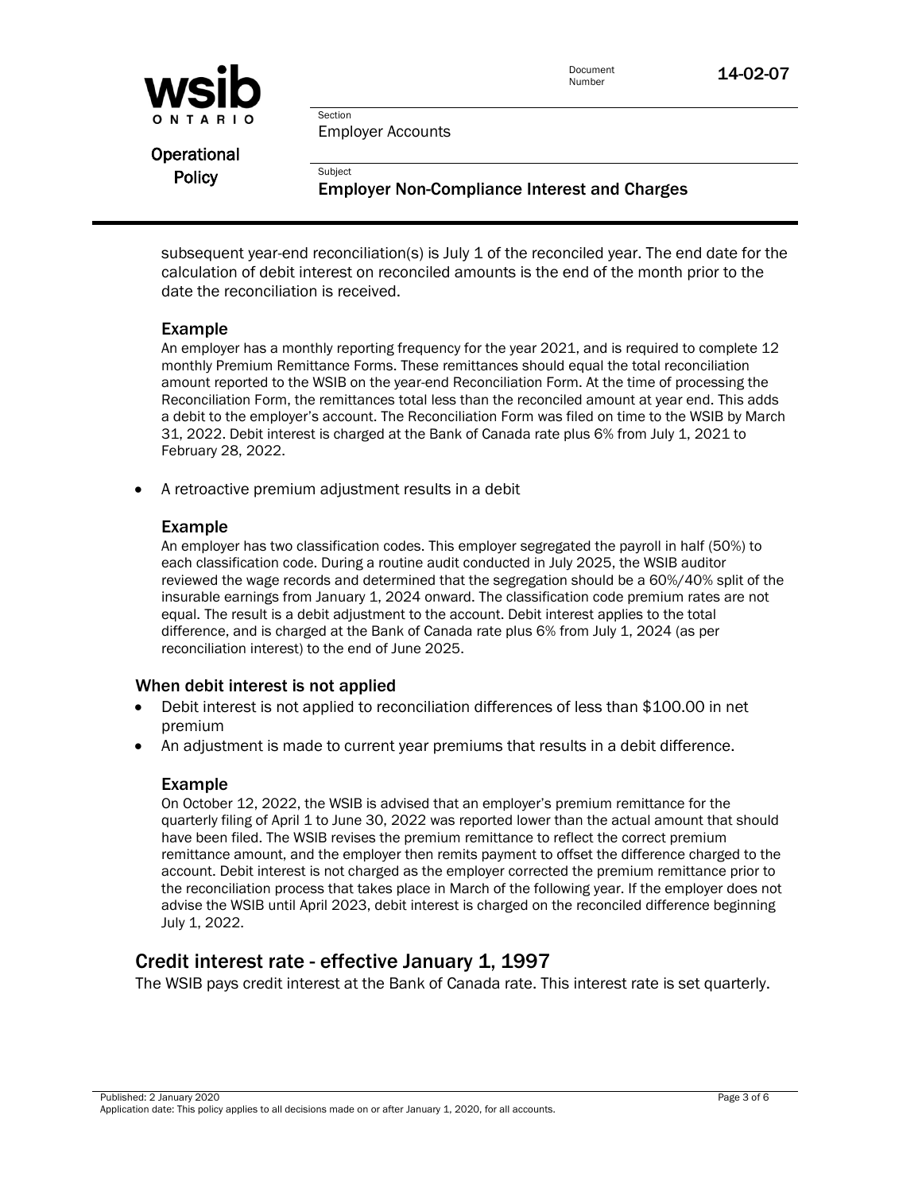subsequent year-end reconciliation(s) is July 1 of the reconciled year. The end date for the calculation of debit interest on reconciled amounts is the end of the month prior to the date the reconciliation is received.

### Example

An employer has a monthly reporting frequency for the year 2021, and is required to complete 12 monthly Premium Remittance Forms. These remittances should equal the total reconciliation amount reported to the WSIB on the year-end Reconciliation Form. At the time of processing the Reconciliation Form, the remittances total less than the reconciled amount at year end. This adds a debit to the employer's account. The Reconciliation Form was filed on time to the WSIB by March 31, 2022. Debit interest is charged at the Bank of Canada rate plus 6% from July 1, 2021 to February 28, 2022.

- A retroactive premium adjustment results in a debit

### Example

An employer has two classification codes. This employer segregated the payroll in half (50%) to each classification code. During a routine audit conducted in July 2025, the WSIB auditor reviewed the wage records and determined that the segregation should be a 60%/40% split of the insurable earnings from January 1, 2024 onward. The classification code premium rates are not equal. The result is a debit adjustment to the account. Debit interest applies to the total difference, and is charged at the Bank of Canada rate plus 6% from July 1, 2024 (as per reconciliation interest) to the end of June 2025.

### When debit interest is not applied

- Debit interest is not applied to reconciliation differences of less than $100.00 in net premium
- An adjustment is made to current year premiums that results in a debit difference.

### Example

On October 12, 2022, the WSIB is advised that an employer's premium remittance for the quarterly filing of April 1 to June 30, 2022 was reported lower than the actual amount that should have been filed. The WSIB revises the premium remittance to reflect the correct premium remittance amount, and the employer then remits payment to offset the difference charged to the account. Debit interest is not charged as the employer corrected the premium remittance prior to the reconciliation process that takes place in March of the following year. If the employer does not advise the WSIB until April 2023, debit interest is charged on the reconciled difference beginning July 1, 2022.

## Credit interest rate - effective January 1, 1997

The WSIB pays credit interest at the Bank of Canada rate. This interest rate is set quarterly.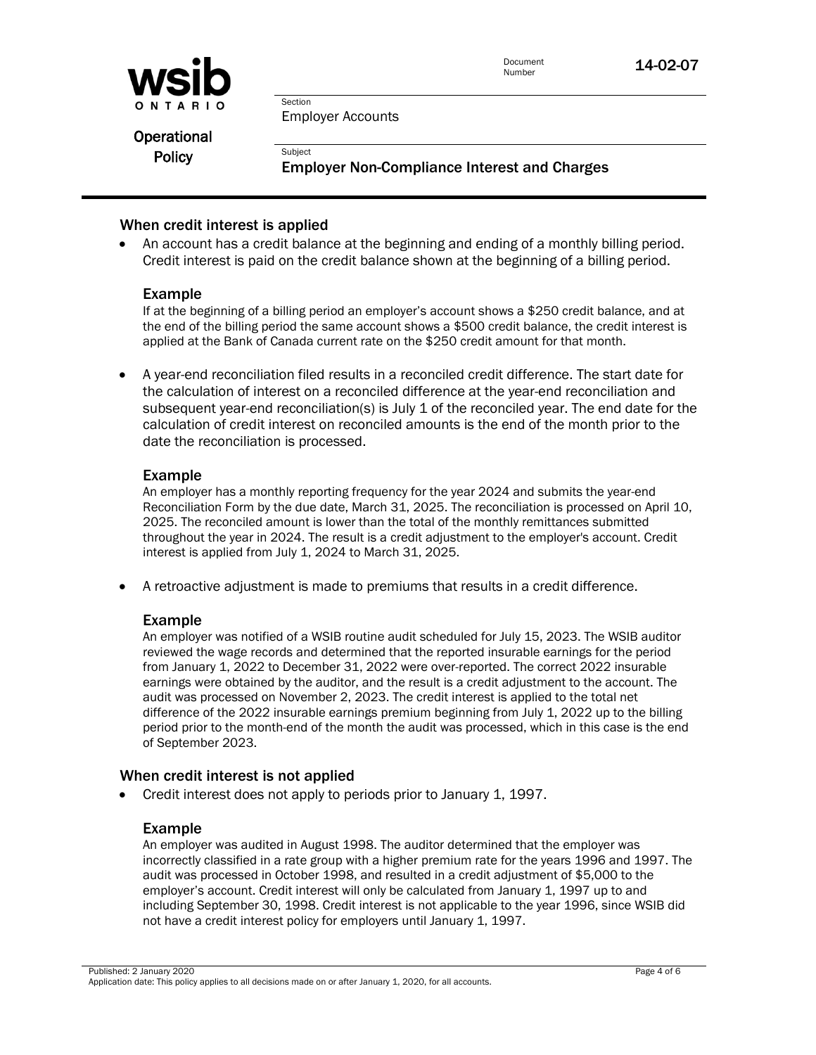## When credit interest is applied

- An account has a credit balance at the beginning and ending of a monthly billing period. Credit interest is paid on the credit balance shown at the beginning of a billing period.

### Example

If at the beginning of a billing period an employer's account shows a $250 credit balance, and at the end of the billing period the same account shows a $500 credit balance, the credit interest is applied at the Bank of Canada current rate on the $250 credit amount for that month.

- A year-end reconciliation filed results in a reconciled credit difference. The start date for the calculation of interest on a reconciled difference at the year-end reconciliation and subsequent year-end reconciliation(s) is July 1 of the reconciled year. The end date for the calculation of credit interest on reconciled amounts is the end of the month prior to the date the reconciliation is processed.

### Example

An employer has a monthly reporting frequency for the year 2024 and submits the year-end Reconciliation Form by the due date, March 31, 2025. The reconciliation is processed on April 10, 2025. The reconciled amount is lower than the total of the monthly remittances submitted throughout the year in 2024. The result is a credit adjustment to the employer's account. Credit interest is applied from July 1, 2024 to March 31, 2025.

- A retroactive adjustment is made to premiums that results in a credit difference.

### Example

An employer was notified of a WSIB routine audit scheduled for July 15, 2023. The WSIB auditor reviewed the wage records and determined that the reported insurable earnings for the period from January 1, 2022 to December 31, 2022 were over-reported. The correct 2022 insurable earnings were obtained by the auditor, and the result is a credit adjustment to the account. The audit was processed on November 2, 2023. The credit interest is applied to the total net difference of the 2022 insurable earnings premium beginning from July 1, 2022 up to the billing period prior to the month-end of the month the audit was processed, which in this case is the end of September 2023.

## When credit interest is not applied

- Credit interest does not apply to periods prior to January 1, 1997.

### Example

An employer was audited in August 1998. The auditor determined that the employer was incorrectly classified in a rate group with a higher premium rate for the years 1996 and 1997. The audit was processed in October 1998, and resulted in a credit adjustment of $5,000 to the employer's account. Credit interest will only be calculated from January 1, 1997 up to and including September 30, 1998. Credit interest is not applicable to the year 1996, since WSIB did not have a credit interest policy for employers until January 1, 1997.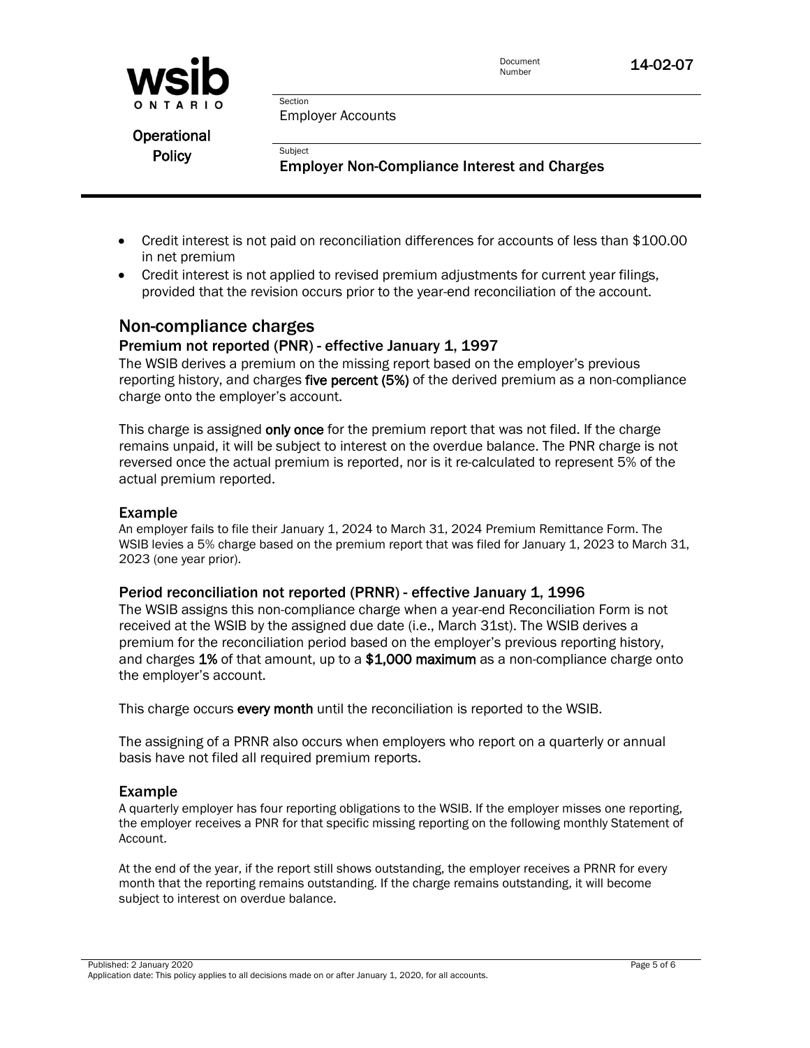- Credit interest is not paid on reconciliation differences for accounts of less than $100.00 in net premium
- Credit interest is not applied to revised premium adjustments for current year filings, provided that the revision occurs prior to the year-end reconciliation of the account.

## Non-compliance charges

### Premium not reported (PNR) - effective January 1, 1997

The WSIB derives a premium on the missing report based on the employer's previous reporting history, and charges **five percent (5%)** of the derived premium as a non-compliance charge onto the employer's account.

This charge is assigned **only once** for the premium report that was not filed. If the charge remains unpaid, it will be subject to interest on the overdue balance. The PNR charge is not reversed once the actual premium is reported, nor is it re-calculated to represent 5% of the actual premium reported.

### Example

An employer fails to file their January 1, 2024 to March 31, 2024 Premium Remittance Form. The WSIB levies a 5% charge based on the premium report that was filed for January 1, 2023 to March 31, 2023 (one year prior).

### Period reconciliation not reported (PRNR) - effective January 1, 1996

The WSIB assigns this non-compliance charge when a year-end Reconciliation Form is not received at the WSIB by the assigned due date (i.e., March 31st). The WSIB derives a premium for the reconciliation period based on the employer's previous reporting history, and charges **1%** of that amount, up to a **$1,000 maximum** as a non-compliance charge onto the employer's account.

This charge occurs **every month** until the reconciliation is reported to the WSIB.

The assigning of a PRNR also occurs when employers who report on a quarterly or annual basis have not filed all required premium reports.

### Example

A quarterly employer has four reporting obligations to the WSIB. If the employer misses one reporting, the employer receives a PNR for that specific missing reporting on the following monthly Statement of Account.

At the end of the year, if the report still shows outstanding, the employer receives a PRNR for every month that the reporting remains outstanding. If the charge remains outstanding, it will become subject to interest on overdue balance.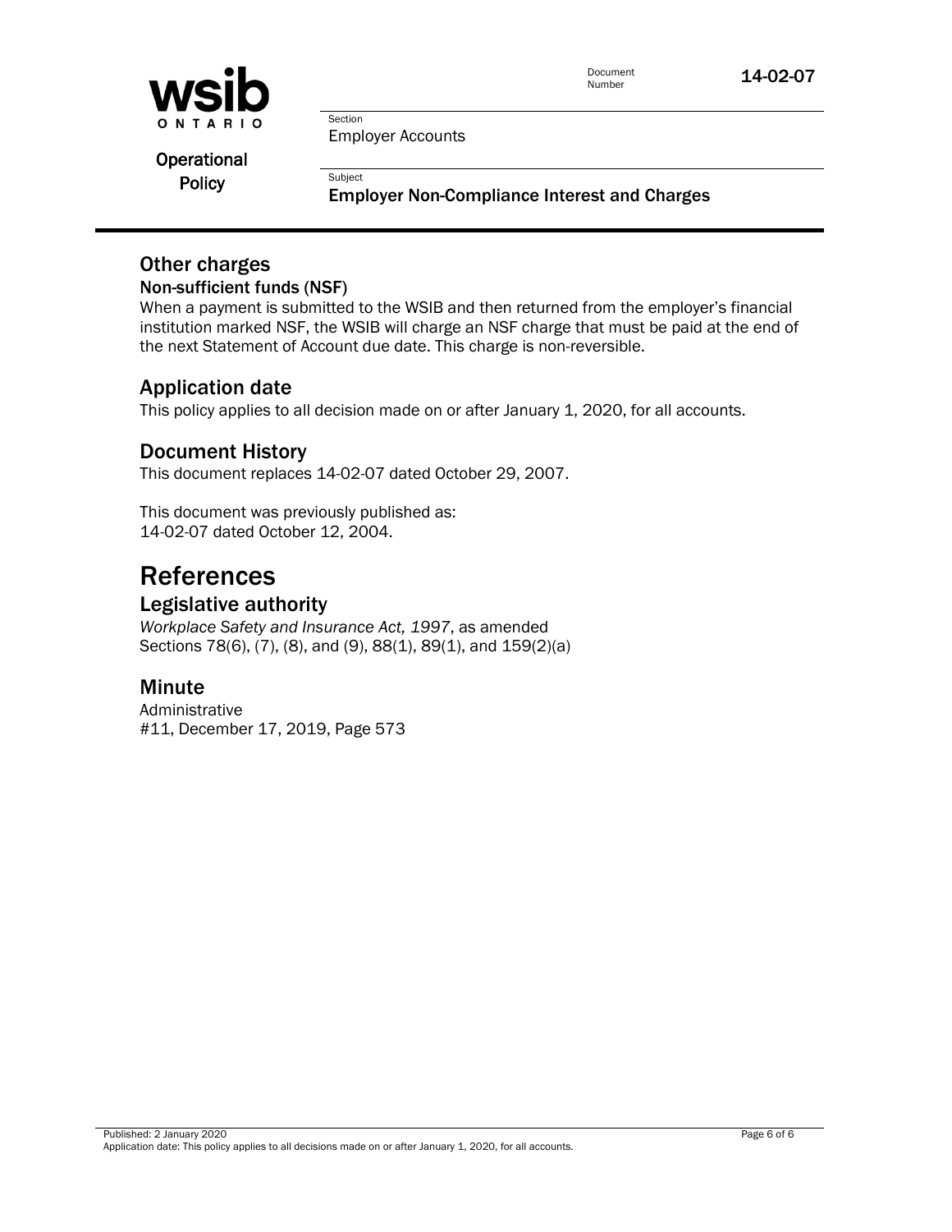## Other charges

### Non-sufficient funds (NSF)

When a payment is submitted to the WSIB and then returned from the employer's financial institution marked NSF, the WSIB will charge an NSF charge that must be paid at the end of the next Statement of Account due date. This charge is non-reversible.

## Application date

This policy applies to all decision made on or after January 1, 2020, for all accounts.

## Document History

This document replaces 14-02-07 dated October 29, 2007.

This document was previously published as:
14-02-07 dated October 12, 2004.

# References

## Legislative authority

*Workplace Safety and Insurance Act, 1997*, as amended
Sections 78(6), (7), (8), and (9), 88(1), 89(1), and 159(2)(a)

## Minute

Administrative
#11, December 17, 2019, Page 573